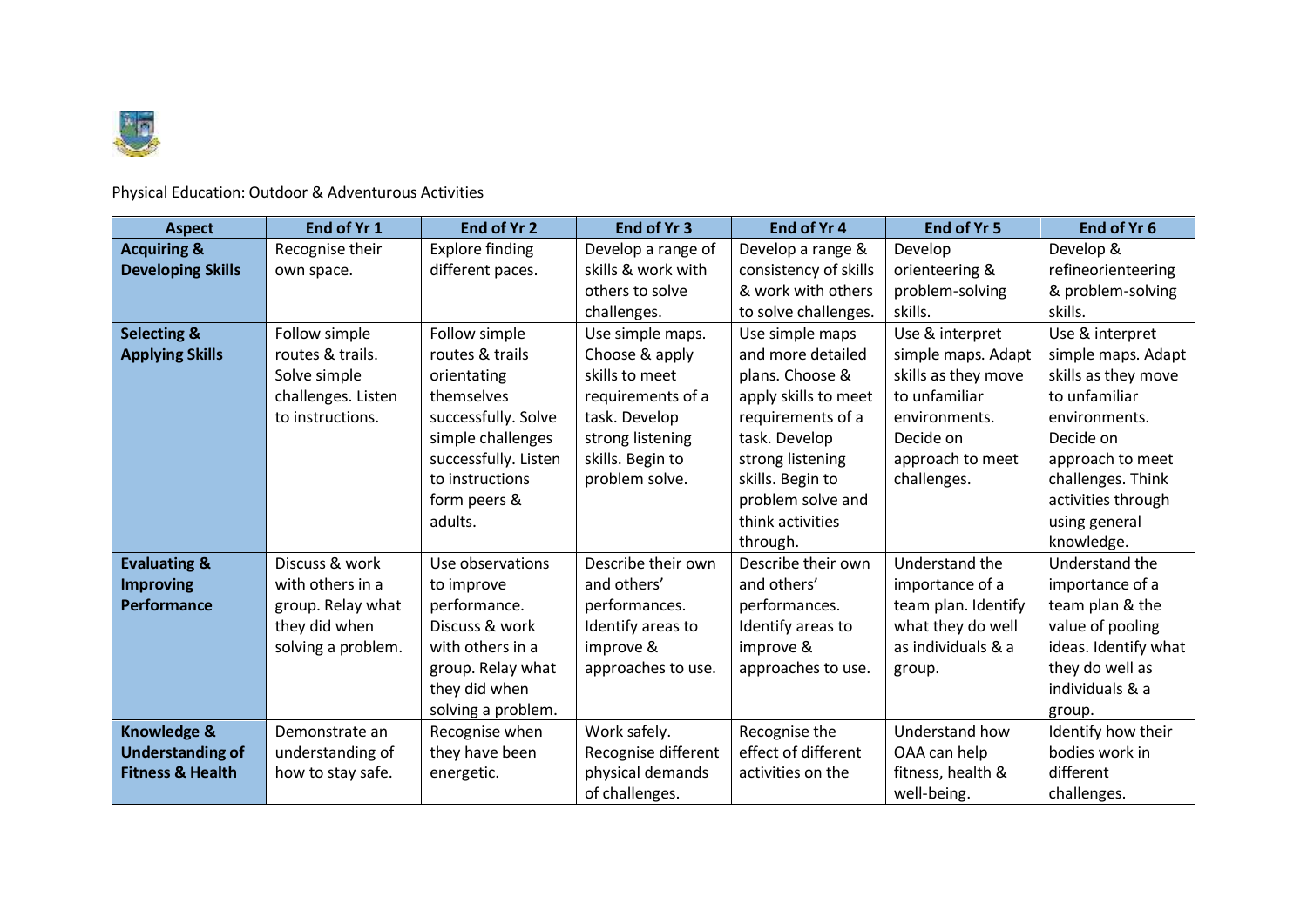Physical Education: Outdoor & Adventurous Activities

| Aspect | End of Yr 1 | End of Yr 2 | End of Yr 3 | End of Yr 4 | End of Yr 5 | End of Yr 6 |
|---|---|---|---|---|---|---|
| **Acquiring & Developing Skills** | Recognise their own space. | Explore finding different paces. | Develop a range of skills & work with others to solve challenges. | Develop a range & consistency of skills & work with others to solve challenges. | Develop orienteering & problem-solving skills. | Develop & refineorienteering & problem-solving skills. |
| **Selecting & Applying Skills** | Follow simple routes & trails. Solve simple challenges. Listen to instructions. | Follow simple routes & trails orientating themselves successfully. Solve simple challenges successfully. Listen to instructions form peers & adults. | Use simple maps. Choose & apply skills to meet requirements of a task. Develop strong listening skills. Begin to problem solve. | Use simple maps and more detailed plans. Choose & apply skills to meet requirements of a task. Develop strong listening skills. Begin to problem solve and think activities through. | Use & interpret simple maps. Adapt skills as they move to unfamiliar environments. Decide on approach to meet challenges. | Use & interpret simple maps. Adapt skills as they move to unfamiliar environments. Decide on approach to meet challenges. Think activities through using general knowledge. |
| **Evaluating & Improving Performance** | Discuss & work with others in a group. Relay what they did when solving a problem. | Use observations to improve performance. Discuss & work with others in a group. Relay what they did when solving a problem. | Describe their own and others' performances. Identify areas to improve & approaches to use. | Describe their own and others' performances. Identify areas to improve & approaches to use. | Understand the importance of a team plan. Identify what they do well as individuals & a group. | Understand the importance of a team plan & the value of pooling ideas. Identify what they do well as individuals & a group. |
| **Knowledge & Understanding of Fitness & Health** | Demonstrate an understanding of how to stay safe. | Recognise when they have been energetic. | Work safely. Recognise different physical demands of challenges. | Recognise the effect of different activities on the | Understand how OAA can help fitness, health & well-being. | Identify how their bodies work in different challenges. |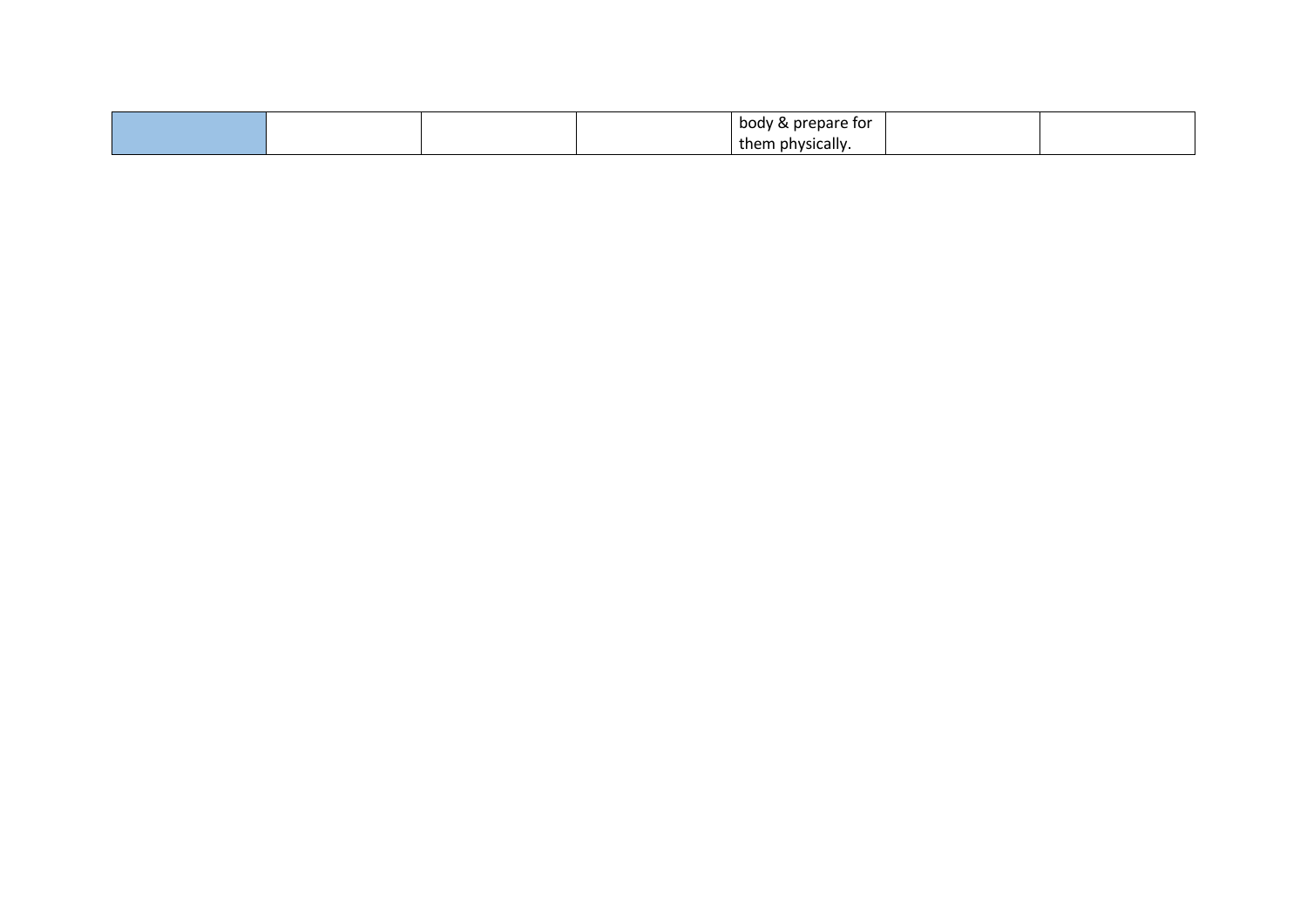| | | | | | | |
|---|---|---|---|---|---|---|
| | | | | body & prepare for them physically. | | |